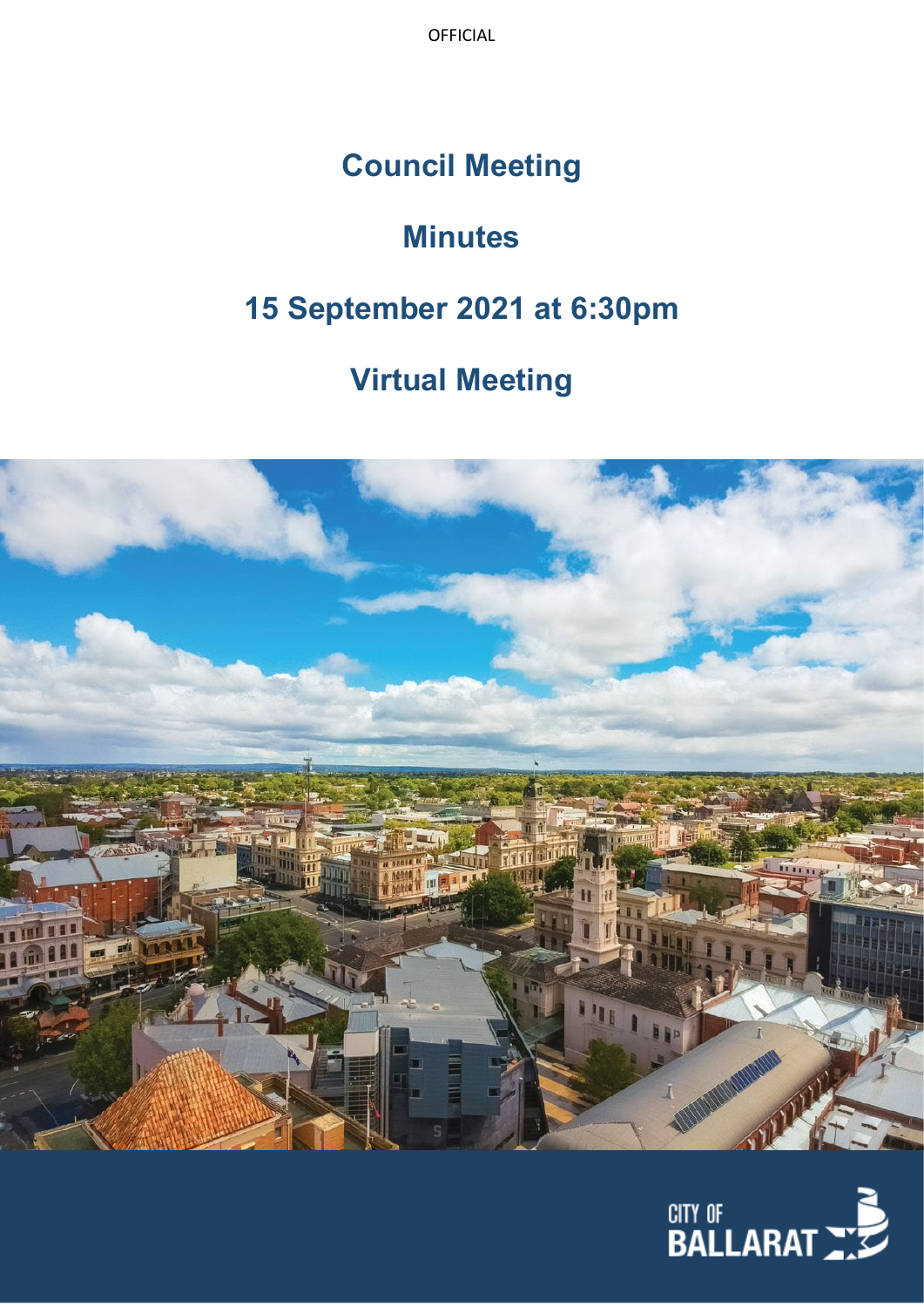OFFICIAL

# Council Meeting

# Minutes

# 15 September 2021 at 6:30pm

# Virtual Meeting

CITY OF BALLARAT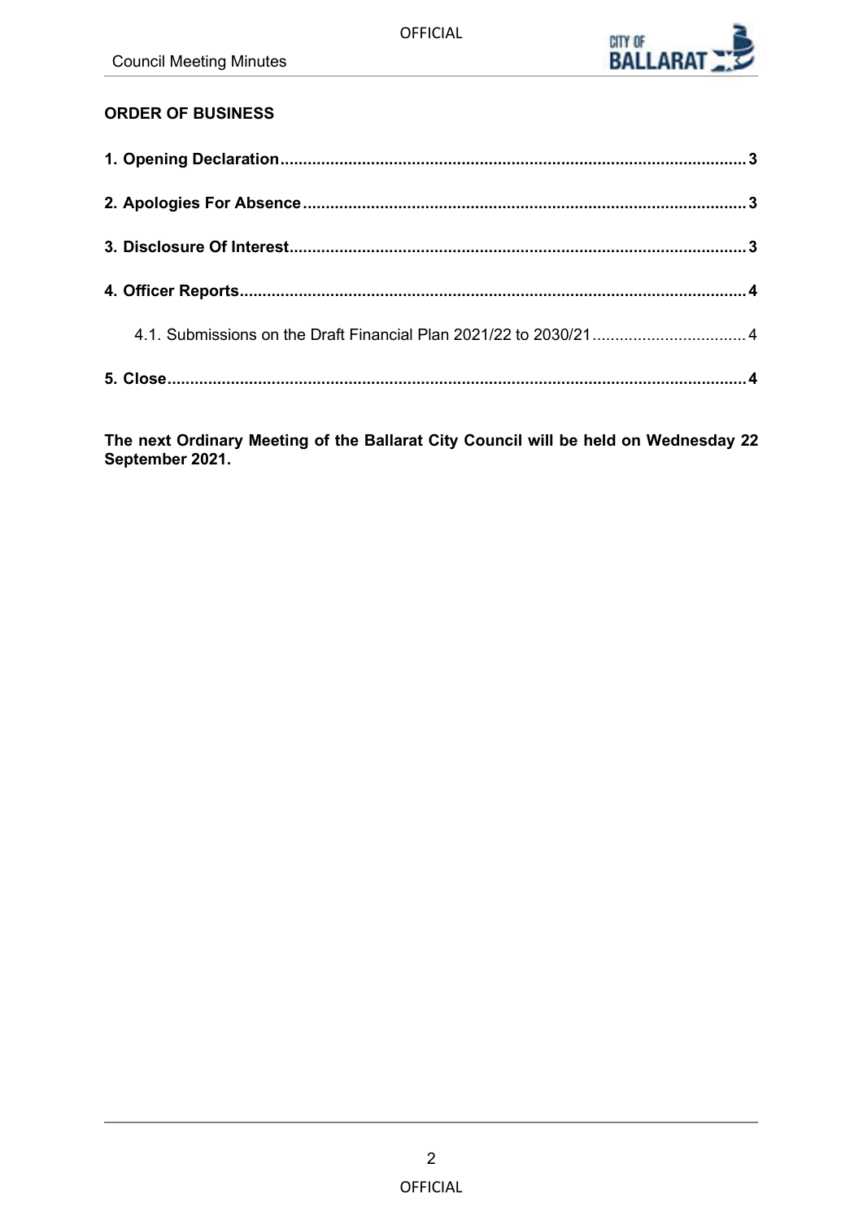## ORDER OF BUSINESS

**1. Opening Declaration**......................................................................................................**3**

**2. Apologies For Absence**.................................................................................................**3**

**3. Disclosure Of Interest**....................................................................................................**3**

**4. Officer Reports**...............................................................................................................**4**

4.1. Submissions on the Draft Financial Plan 2021/22 to 2030/21.................................4

**5. Close**...............................................................................................................................**4**

**The next Ordinary Meeting of the Ballarat City Council will be held on Wednesday 22 September 2021.**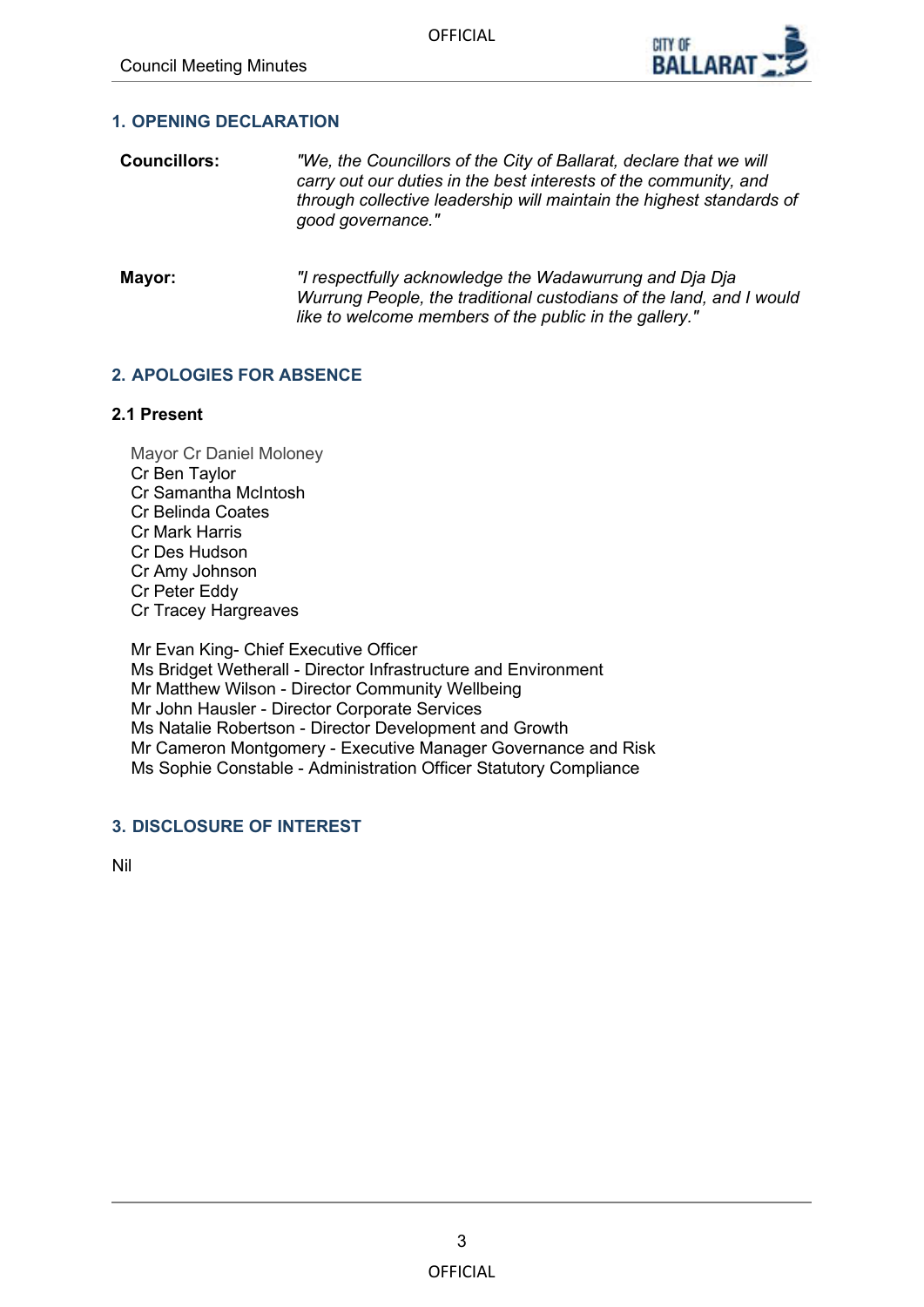## 1. OPENING DECLARATION

**Councillors:** *"We, the Councillors of the City of Ballarat, declare that we will carry out our duties in the best interests of the community, and through collective leadership will maintain the highest standards of good governance."*

**Mayor:** *"I respectfully acknowledge the Wadawurrung and Dja Dja Wurrung People, the traditional custodians of the land, and I would like to welcome members of the public in the gallery."*

## 2. APOLOGIES FOR ABSENCE

### 2.1 Present

Mayor Cr Daniel Moloney
Cr Ben Taylor
Cr Samantha McIntosh
Cr Belinda Coates
Cr Mark Harris
Cr Des Hudson
Cr Amy Johnson
Cr Peter Eddy
Cr Tracey Hargreaves

Mr Evan King- Chief Executive Officer
Ms Bridget Wetherall - Director Infrastructure and Environment
Mr Matthew Wilson - Director Community Wellbeing
Mr John Hausler - Director Corporate Services
Ms Natalie Robertson - Director Development and Growth
Mr Cameron Montgomery - Executive Manager Governance and Risk
Ms Sophie Constable - Administration Officer Statutory Compliance

## 3. DISCLOSURE OF INTEREST

Nil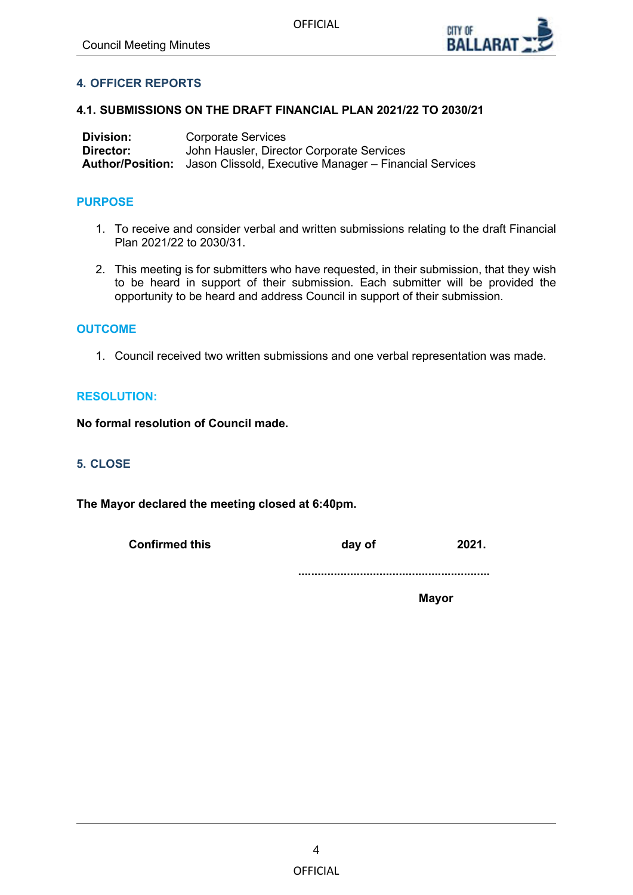## 4. OFFICER REPORTS

### 4.1. SUBMISSIONS ON THE DRAFT FINANCIAL PLAN 2021/22 TO 2030/21

| | |
|---|---|
| **Division:** | Corporate Services |
| **Director:** | John Hausler, Director Corporate Services |
| **Author/Position:** | Jason Clissold, Executive Manager – Financial Services |

### PURPOSE

1. To receive and consider verbal and written submissions relating to the draft Financial Plan 2021/22 to 2030/31.
2. This meeting is for submitters who have requested, in their submission, that they wish to be heard in support of their submission. Each submitter will be provided the opportunity to be heard and address Council in support of their submission.

### OUTCOME

1. Council received two written submissions and one verbal representation was made.

### RESOLUTION:

**No formal resolution of Council made.**

## 5. CLOSE

**The Mayor declared the meeting closed at 6:40pm.**

**Confirmed this day of 2021.**

..........................................................

**Mayor**